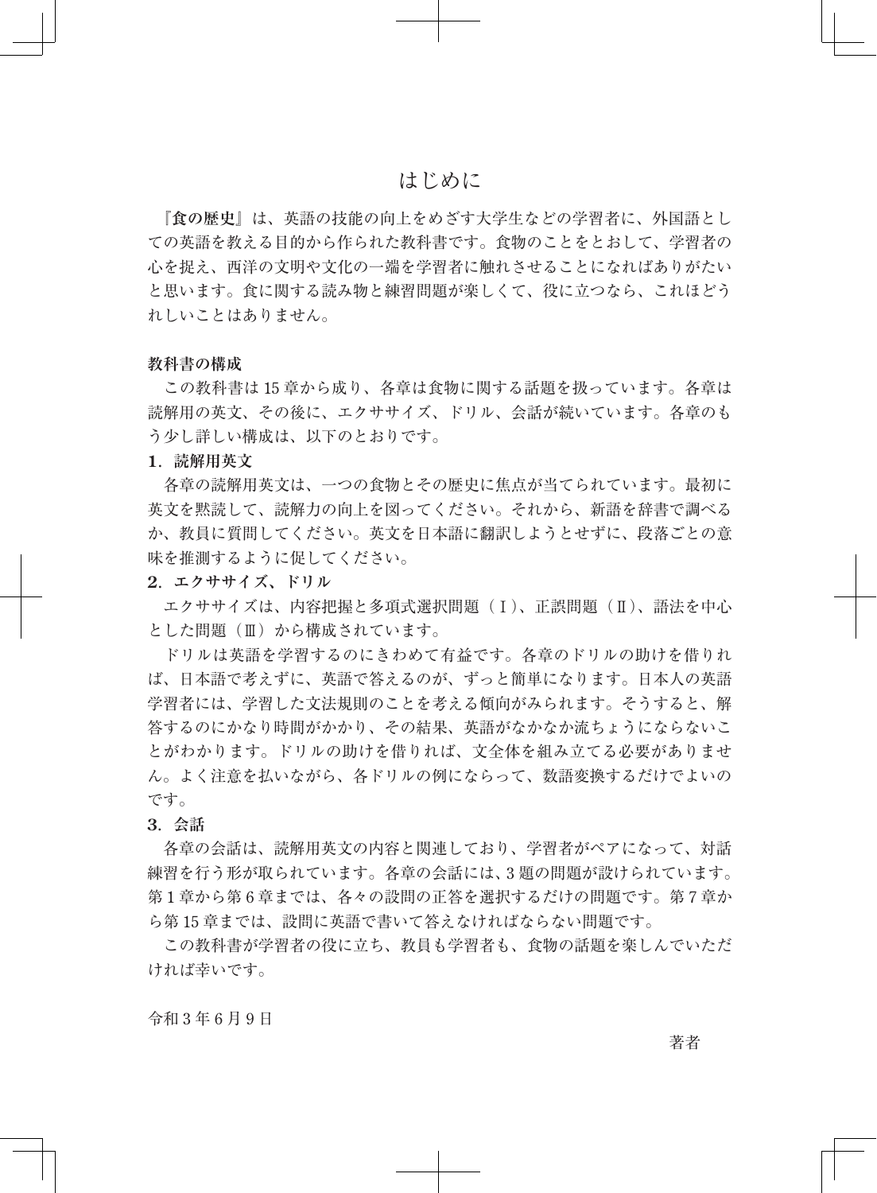# はじめに

『**食の歴史**』は、英語の技能の向上をめざす大学生などの学習者に、外国語としての英語を教える目的から作られた教科書です。食物のことをとおして、学習者の心を捉え、西洋の文明や文化の一端を学習者に触れさせることになればありがたいと思います。食に関する読み物と練習問題が楽しくて、役に立つなら、これほどうれしいことはありません。

**教科書の構成**

この教科書は 15 章から成り、各章は食物に関する話題を扱っています。各章は読解用の英文、その後に、エクササイズ、ドリル、会話が続いています。各章のもう少し詳しい構成は、以下のとおりです。

**1．読解用英文**

各章の読解用英文は、一つの食物とその歴史に焦点が当てられています。最初に英文を黙読して、読解力の向上を図ってください。それから、新語を辞書で調べるか、教員に質問してください。英文を日本語に翻訳しようとせずに、段落ごとの意味を推測するように促してください。

**2．エクササイズ、ドリル**

エクササイズは、内容把握と多項式選択問題（Ⅰ）、正誤問題（Ⅱ）、語法を中心とした問題（Ⅲ）から構成されています。

ドリルは英語を学習するのにきわめて有益です。各章のドリルの助けを借りれば、日本語で考えずに、英語で答えるのが、ずっと簡単になります。日本人の英語学習者には、学習した文法規則のことを考える傾向がみられます。そうすると、解答するのにかなり時間がかかり、その結果、英語がなかなか流ちょうにならないことがわかります。ドリルの助けを借りれば、文全体を組み立てる必要がありません。よく注意を払いながら、各ドリルの例にならって、数語変換するだけでよいのです。

**3．会話**

各章の会話は、読解用英文の内容と関連しており、学習者がペアになって、対話練習を行う形が取られています。各章の会話には、3 題の問題が設けられています。第 1 章から第 6 章までは、各々の設問の正答を選択するだけの問題です。第 7 章から第 15 章までは、設問に英語で書いて答えなければならない問題です。

この教科書が学習者の役に立ち、教員も学習者も、食物の話題を楽しんでいただければ幸いです。

令和 3 年 6 月 9 日

著者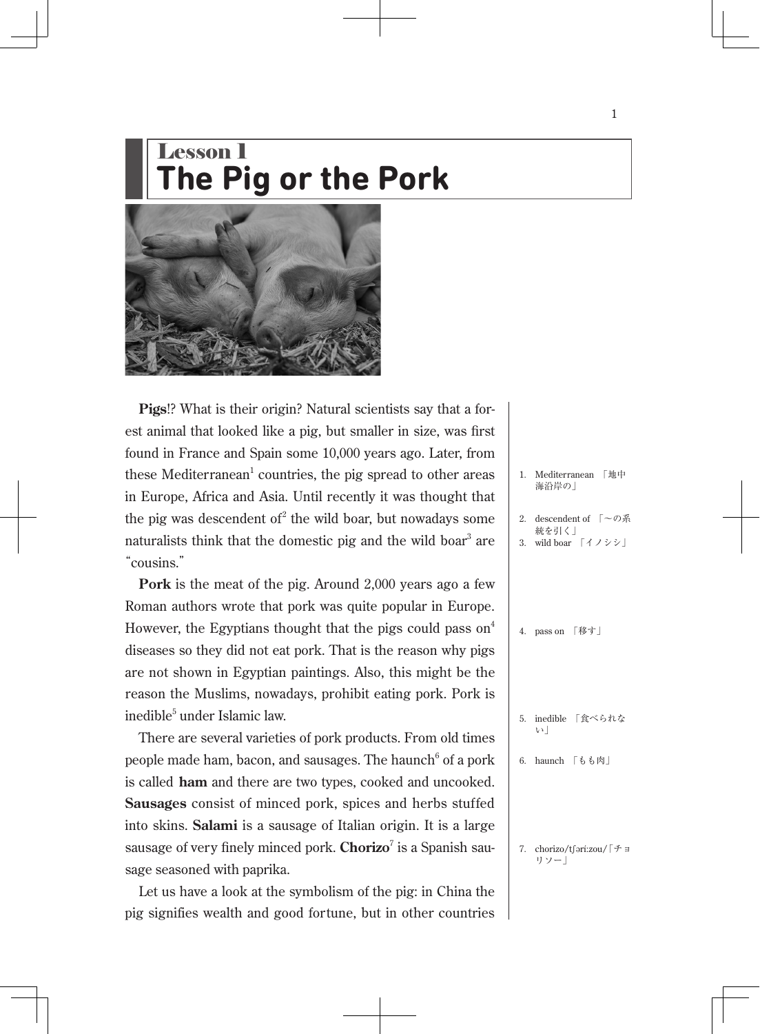# Lesson 1
# The Pig or the Pork

**Pigs**!? What is their origin? Natural scientists say that a forest animal that looked like a pig, but smaller in size, was first found in France and Spain some 10,000 years ago. Later, from these Mediterranean[1] countries, the pig spread to other areas in Europe, Africa and Asia. Until recently it was thought that the pig was descendent of[2] the wild boar, but nowadays some naturalists think that the domestic pig and the wild boar[3] are "cousins."

**Pork** is the meat of the pig. Around 2,000 years ago a few Roman authors wrote that pork was quite popular in Europe. However, the Egyptians thought that the pigs could pass on[4] diseases so they did not eat pork. That is the reason why pigs are not shown in Egyptian paintings. Also, this might be the reason the Muslims, nowadays, prohibit eating pork. Pork is inedible[5] under Islamic law.

There are several varieties of pork products. From old times people made ham, bacon, and sausages. The haunch[6] of a pork is called **ham** and there are two types, cooked and uncooked. **Sausages** consist of minced pork, spices and herbs stuffed into skins. **Salami** is a sausage of Italian origin. It is a large sausage of very finely minced pork. **Chorizo**[7] is a Spanish sausage seasoned with paprika.

Let us have a look at the symbolism of the pig: in China the pig signifies wealth and good fortune, but in other countries

1. Mediterranean 「地中海沿岸の」
2. descendent of 「～の系統を引く」
3. wild boar 「イノシシ」
4. pass on 「移す」
5. inedible 「食べられない」
6. haunch 「もも肉」
7. chorizo/tʃəríːzou/「チョリソー」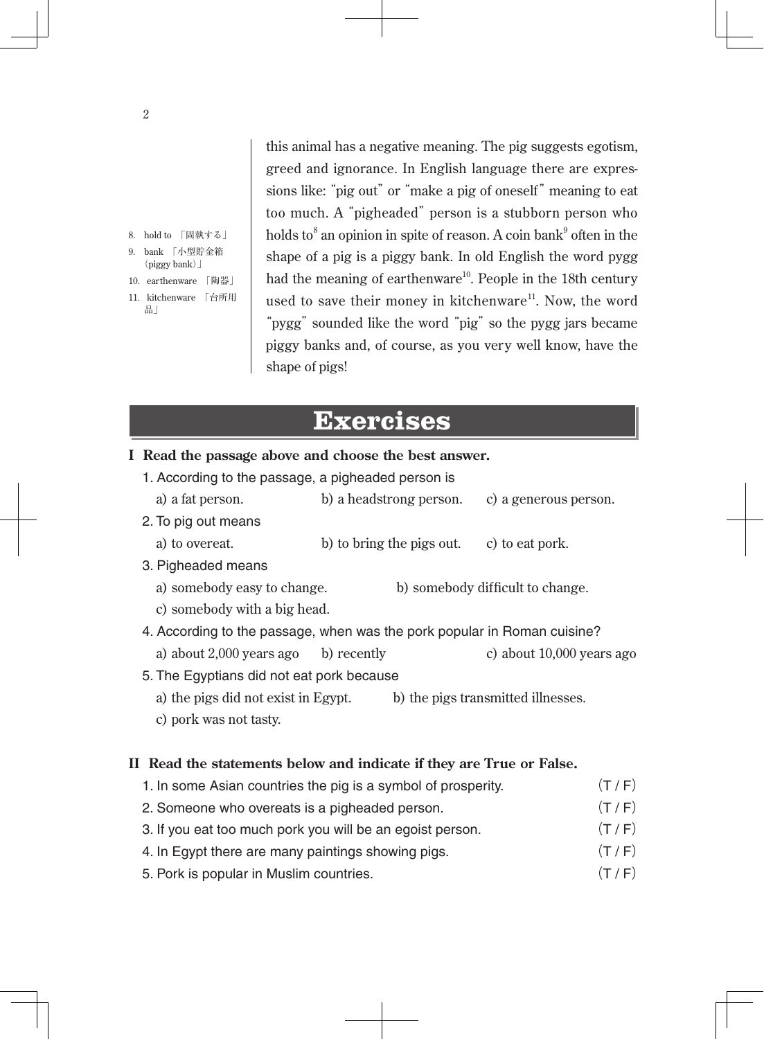this animal has a negative meaning. The pig suggests egotism, greed and ignorance. In English language there are expressions like: "pig out" or "make a pig of oneself" meaning to eat too much. A "pigheaded" person is a stubborn person who holds to[8] an opinion in spite of reason. A coin bank[9] often in the shape of a pig is a piggy bank. In old English the word pygg had the meaning of earthenware[10]. People in the 18th century used to save their money in kitchenware[11]. Now, the word "pygg" sounded like the word "pig" so the pygg jars became piggy banks and, of course, as you very well know, have the shape of pigs!

8. hold to 「固執する」
9. bank 「小型貯金箱（piggy bank）」
10. earthenware 「陶器」
11. kitchenware 「台所用品」

# Exercises

**I Read the passage above and choose the best answer.**

1. According to the passage, a pigheaded person is
   a) a fat person. b) a headstrong person. c) a generous person.
2. To pig out means
   a) to overeat. b) to bring the pigs out. c) to eat pork.
3. Pigheaded means
   a) somebody easy to change. b) somebody difficult to change.
   c) somebody with a big head.
4. According to the passage, when was the pork popular in Roman cuisine?
   a) about 2,000 years ago b) recently c) about 10,000 years ago
5. The Egyptians did not eat pork because
   a) the pigs did not exist in Egypt. b) the pigs transmitted illnesses.
   c) pork was not tasty.

**II Read the statements below and indicate if they are True or False.**

1. In some Asian countries the pig is a symbol of prosperity. (T / F)
2. Someone who overeats is a pigheaded person. (T / F)
3. If you eat too much pork you will be an egoist person. (T / F)
4. In Egypt there are many paintings showing pigs. (T / F)
5. Pork is popular in Muslim countries. (T / F)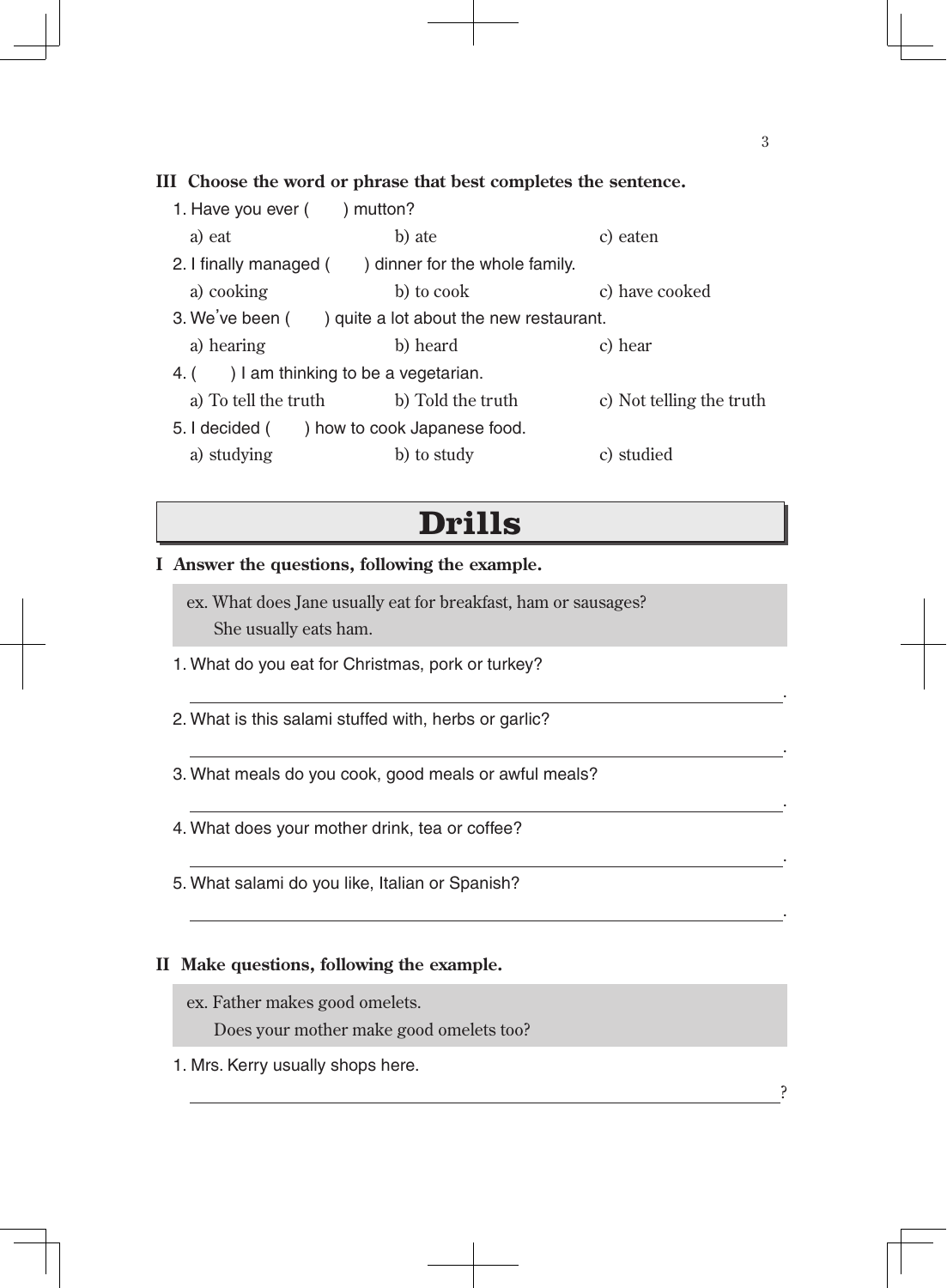**III Choose the word or phrase that best completes the sentence.**

1. Have you ever (　　) mutton?
   a) eat　　b) ate　　c) eaten
2. I finally managed (　　) dinner for the whole family.
   a) cooking　　b) to cook　　c) have cooked
3. We've been (　　) quite a lot about the new restaurant.
   a) hearing　　b) heard　　c) hear
4. (　　) I am thinking to be a vegetarian.
   a) To tell the truth　　b) Told the truth　　c) Not telling the truth
5. I decided (　　) how to cook Japanese food.
   a) studying　　b) to study　　c) studied

## Drills

**I Answer the questions, following the example.**

> ex. What does Jane usually eat for breakfast, ham or sausages?
> She usually eats ham.

1. What do you eat for Christmas, pork or turkey?
   ______________________________.
2. What is this salami stuffed with, herbs or garlic?
   ______________________________.
3. What meals do you cook, good meals or awful meals?
   ______________________________.
4. What does your mother drink, tea or coffee?
   ______________________________.
5. What salami do you like, Italian or Spanish?
   ______________________________.

**II Make questions, following the example.**

> ex. Father makes good omelets.
> Does your mother make good omelets too?

1. Mrs. Kerry usually shops here.
   ______________________________?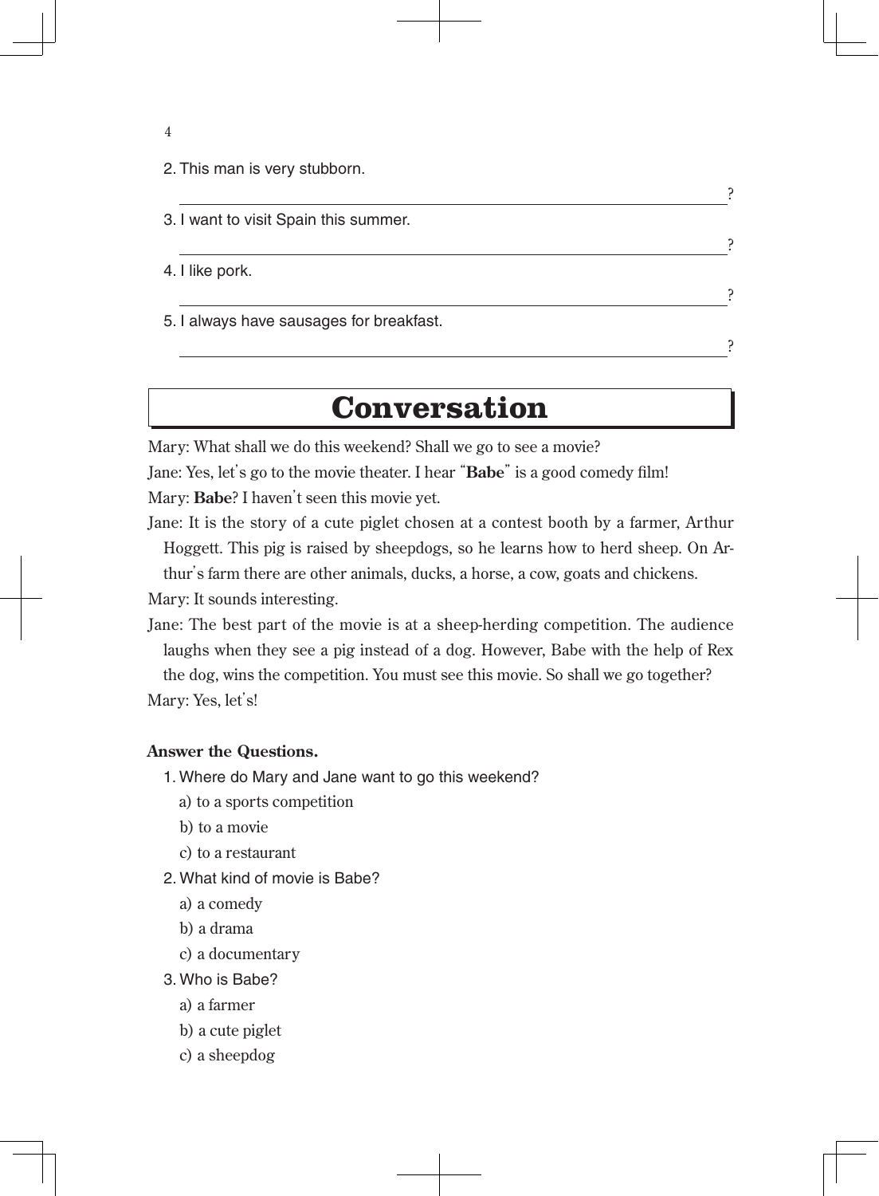2. This man is very stubborn.

______________________________________________?

3. I want to visit Spain this summer.

______________________________________________?

4. I like pork.

______________________________________________?

5. I always have sausages for breakfast.

______________________________________________?

# Conversation

Mary: What shall we do this weekend? Shall we go to see a movie?

Jane: Yes, let's go to the movie theater. I hear "**Babe**" is a good comedy film!

Mary: **Babe**? I haven't seen this movie yet.

Jane: It is the story of a cute piglet chosen at a contest booth by a farmer, Arthur Hoggett. This pig is raised by sheepdogs, so he learns how to herd sheep. On Arthur's farm there are other animals, ducks, a horse, a cow, goats and chickens.

Mary: It sounds interesting.

Jane: The best part of the movie is at a sheep-herding competition. The audience laughs when they see a pig instead of a dog. However, Babe with the help of Rex the dog, wins the competition. You must see this movie. So shall we go together?

Mary: Yes, let's!

**Answer the Questions.**

1. Where do Mary and Jane want to go this weekend?
   - a) to a sports competition
   - b) to a movie
   - c) to a restaurant
2. What kind of movie is Babe?
   - a) a comedy
   - b) a drama
   - c) a documentary
3. Who is Babe?
   - a) a farmer
   - b) a cute piglet
   - c) a sheepdog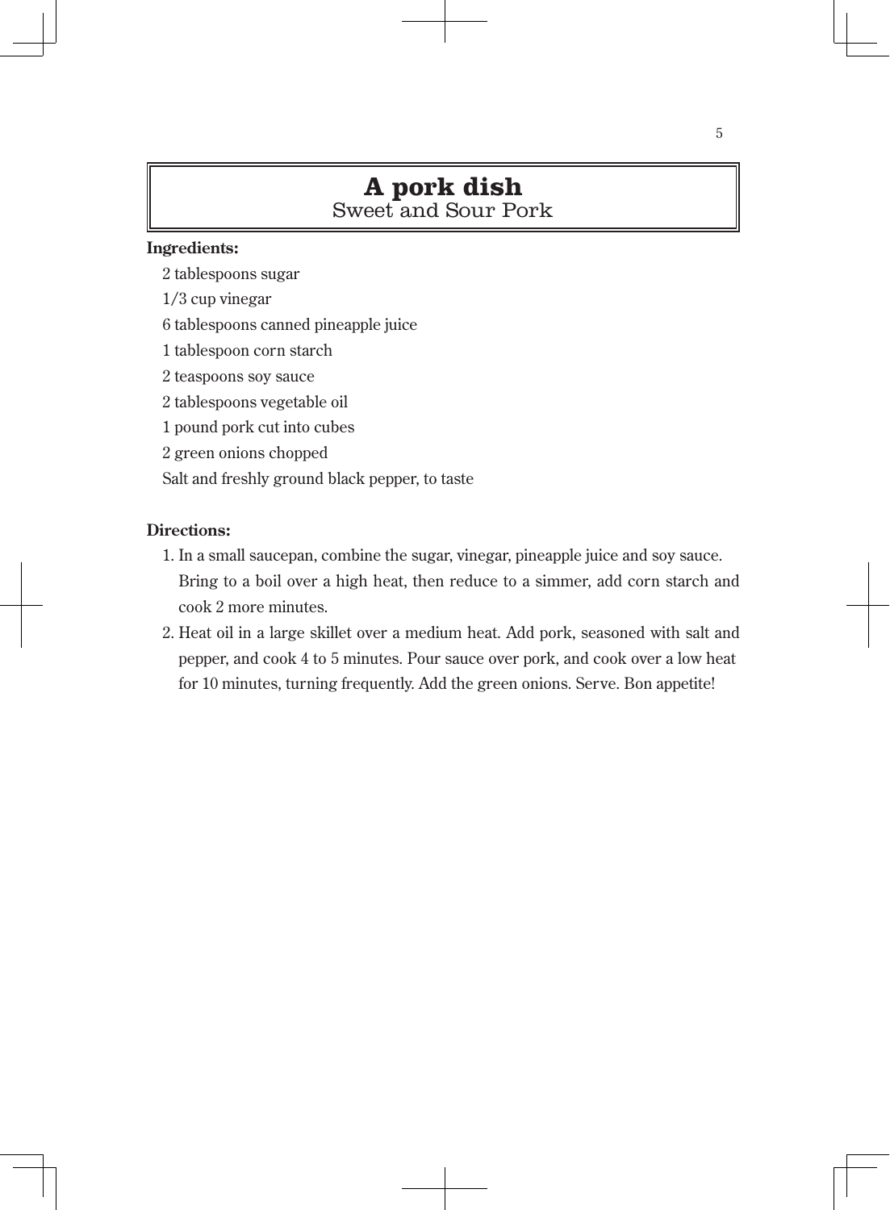# A pork dish

## Sweet and Sour Pork

**Ingredients:**

2 tablespoons sugar

1/3 cup vinegar

6 tablespoons canned pineapple juice

1 tablespoon corn starch

2 teaspoons soy sauce

2 tablespoons vegetable oil

1 pound pork cut into cubes

2 green onions chopped

Salt and freshly ground black pepper, to taste

**Directions:**

1. In a small saucepan, combine the sugar, vinegar, pineapple juice and soy sauce. Bring to a boil over a high heat, then reduce to a simmer, add corn starch and cook 2 more minutes.
2. Heat oil in a large skillet over a medium heat. Add pork, seasoned with salt and pepper, and cook 4 to 5 minutes. Pour sauce over pork, and cook over a low heat for 10 minutes, turning frequently. Add the green onions. Serve. Bon appetite!